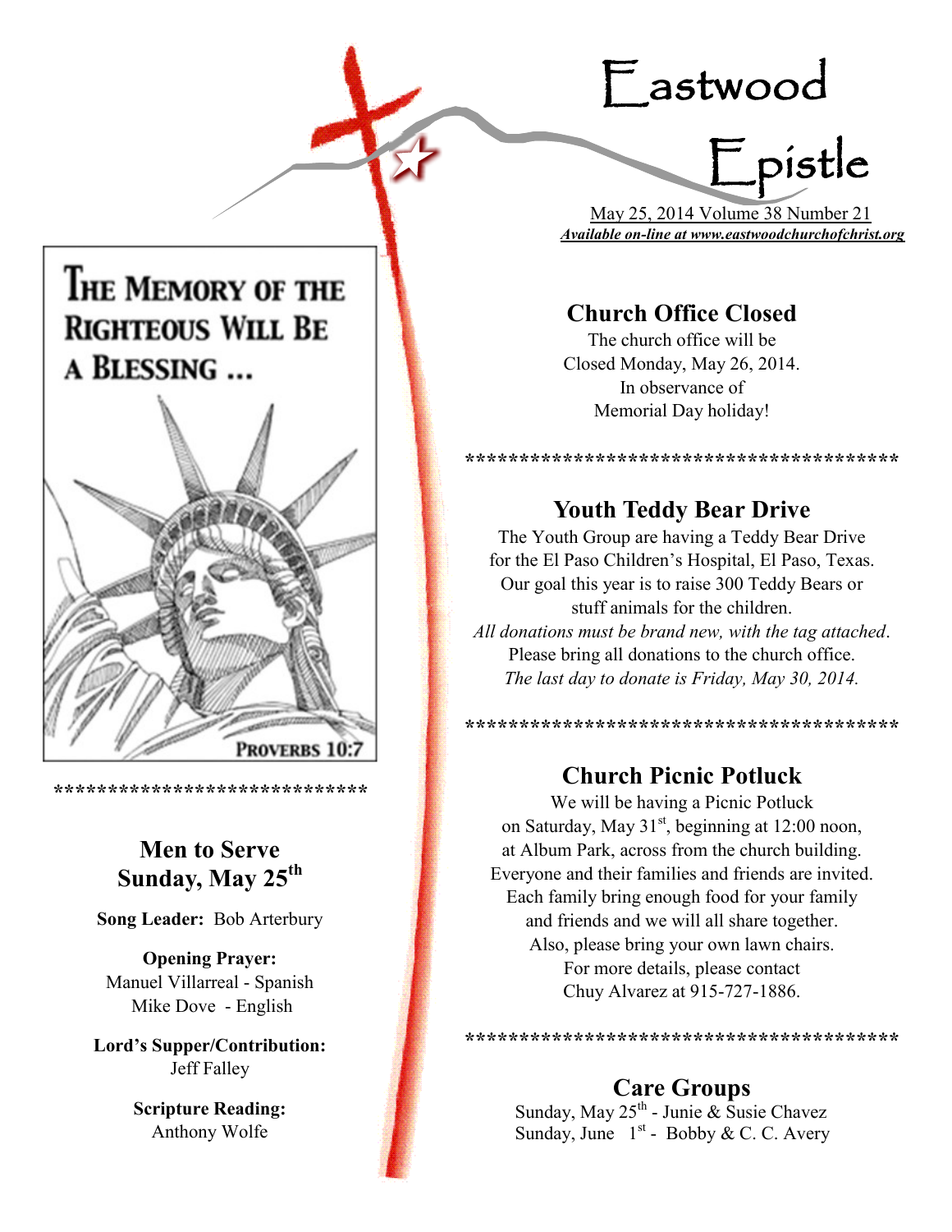# Eastwood Epistle

May 25, 2014 Volume 38 Number 21

***Available on-line at www.eastwoodchurchofchrist.org***

THE MEMORY OF THE RIGHTEOUS WILL BE A BLESSING ...

PROVERBS 10:7

*****************************

## Men to Serve Sunday, May 25th

**Song Leader:** Bob Arterbury

**Opening Prayer:**
Manuel Villarreal - Spanish
Mike Dove - English

**Lord's Supper/Contribution:**
Jeff Falley

**Scripture Reading:**
Anthony Wolfe

## Church Office Closed

The church office will be Closed Monday, May 26, 2014. In observance of Memorial Day holiday!

****************************************

## Youth Teddy Bear Drive

The Youth Group are having a Teddy Bear Drive for the El Paso Children's Hospital, El Paso, Texas. Our goal this year is to raise 300 Teddy Bears or stuff animals for the children.

*All donations must be brand new, with the tag attached*.

Please bring all donations to the church office.

*The last day to donate is Friday, May 30, 2014.*

****************************************

## Church Picnic Potluck

We will be having a Picnic Potluck on Saturday, May 31st, beginning at 12:00 noon, at Album Park, across from the church building. Everyone and their families and friends are invited. Each family bring enough food for your family and friends and we will all share together. Also, please bring your own lawn chairs. For more details, please contact Chuy Alvarez at 915-727-1886.

****************************************

## Care Groups

Sunday, May 25th - Junie & Susie Chavez
Sunday, June 1st - Bobby & C. C. Avery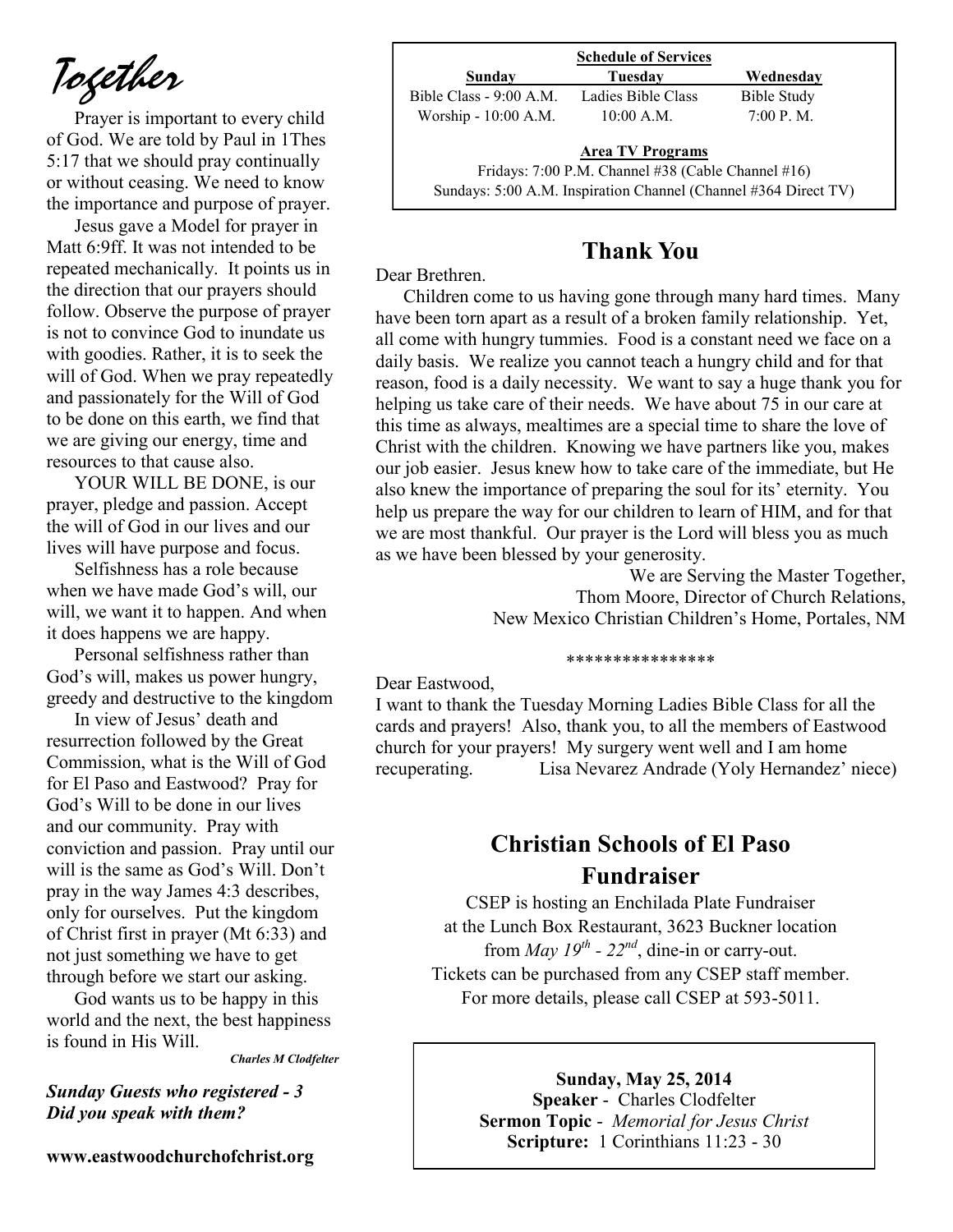# Together

Prayer is important to every child of God. We are told by Paul in 1Thes 5:17 that we should pray continually or without ceasing. We need to know the importance and purpose of prayer.

Jesus gave a Model for prayer in Matt 6:9ff. It was not intended to be repeated mechanically. It points us in the direction that our prayers should follow. Observe the purpose of prayer is not to convince God to inundate us with goodies. Rather, it is to seek the will of God. When we pray repeatedly and passionately for the Will of God to be done on this earth, we find that we are giving our energy, time and resources to that cause also.

YOUR WILL BE DONE, is our prayer, pledge and passion. Accept the will of God in our lives and our lives will have purpose and focus.

Selfishness has a role because when we have made God's will, our will, we want it to happen. And when it does happens we are happy.

Personal selfishness rather than God's will, makes us power hungry, greedy and destructive to the kingdom

In view of Jesus' death and resurrection followed by the Great Commission, what is the Will of God for El Paso and Eastwood? Pray for God's Will to be done in our lives and our community. Pray with conviction and passion. Pray until our will is the same as God's Will. Don't pray in the way James 4:3 describes, only for ourselves. Put the kingdom of Christ first in prayer (Mt 6:33) and not just something we have to get through before we start our asking.

God wants us to be happy in this world and the next, the best happiness is found in His Will.

***Charles M Clodfelter***

***Sunday Guests who registered - 3***
***Did you speak with them?***

**www.eastwoodchurchofchrist.org**

**Schedule of Services**

| **Sunday** | **Tuesday** | **Wednesday** |
|---|---|---|
| Bible Class - 9:00 A.M. | Ladies Bible Class | Bible Study |
| Worship - 10:00 A.M. | 10:00 A.M. | 7:00 P. M. |

**Area TV Programs**

Fridays: 7:00 P.M. Channel #38 (Cable Channel #16)
Sundays: 5:00 A.M. Inspiration Channel (Channel #364 Direct TV)

## Thank You

Dear Brethren.

Children come to us having gone through many hard times. Many have been torn apart as a result of a broken family relationship. Yet, all come with hungry tummies. Food is a constant need we face on a daily basis. We realize you cannot teach a hungry child and for that reason, food is a daily necessity. We want to say a huge thank you for helping us take care of their needs. We have about 75 in our care at this time as always, mealtimes are a special time to share the love of Christ with the children. Knowing we have partners like you, makes our job easier. Jesus knew how to take care of the immediate, but He also knew the importance of preparing the soul for its' eternity. You help us prepare the way for our children to learn of HIM, and for that we are most thankful. Our prayer is the Lord will bless you as much as we have been blessed by your generosity.

We are Serving the Master Together,
Thom Moore, Director of Church Relations,
New Mexico Christian Children's Home, Portales, NM

****************

Dear Eastwood,

I want to thank the Tuesday Morning Ladies Bible Class for all the cards and prayers! Also, thank you, to all the members of Eastwood church for your prayers! My surgery went well and I am home recuperating. Lisa Nevarez Andrade (Yoly Hernandez' niece)

## Christian Schools of El Paso Fundraiser

CSEP is hosting an Enchilada Plate Fundraiser at the Lunch Box Restaurant, 3623 Buckner location from *May 19th - 22nd*, dine-in or carry-out. Tickets can be purchased from any CSEP staff member. For more details, please call CSEP at 593-5011.

**Sunday, May 25, 2014**
**Speaker** - Charles Clodfelter
**Sermon Topic** - *Memorial for Jesus Christ*
**Scripture:** 1 Corinthians 11:23 - 30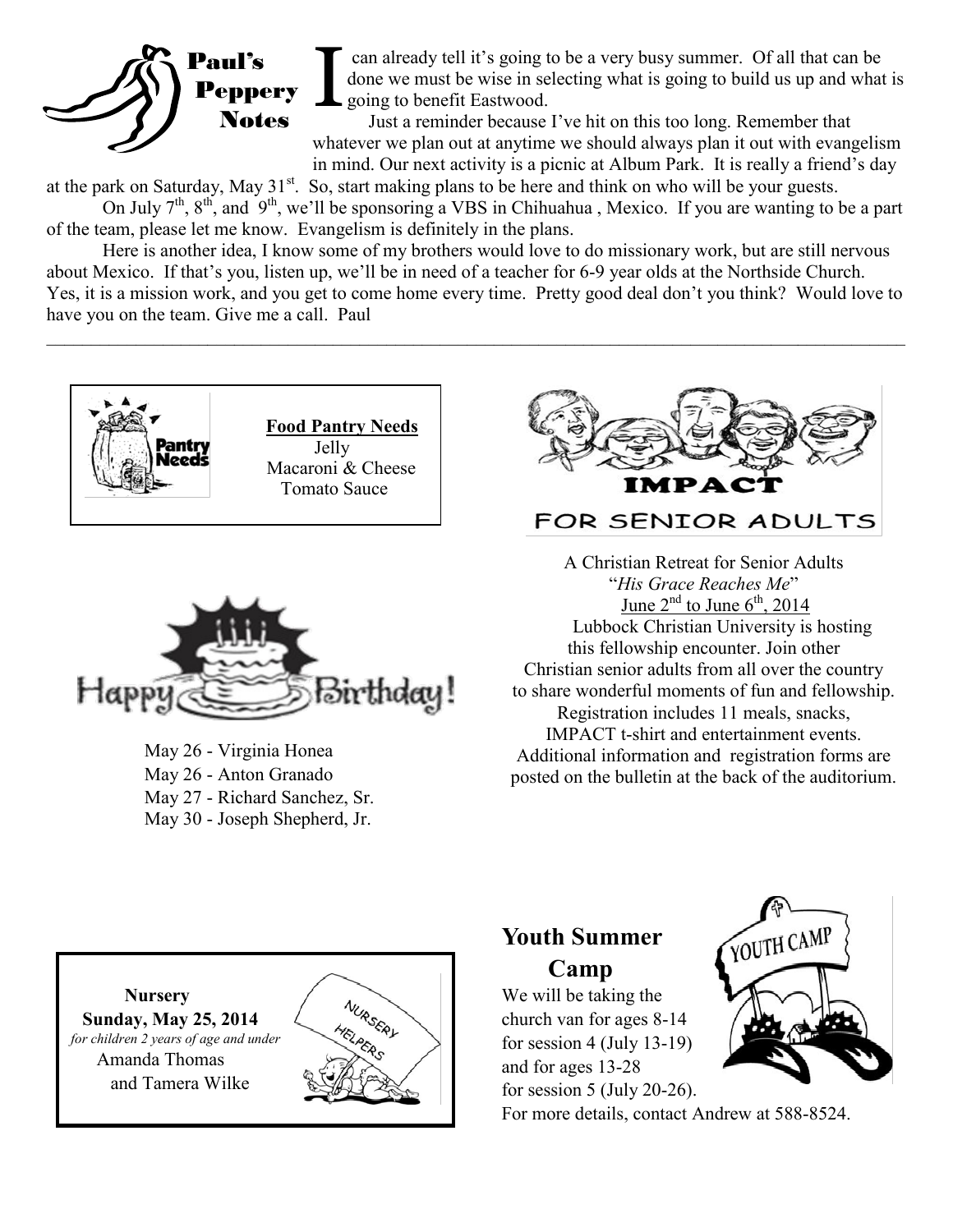## Paul's Peppery Notes

I can already tell it's going to be a very busy summer. Of all that can be done we must be wise in selecting what is going to build us up and what is going to benefit Eastwood.

Just a reminder because I've hit on this too long. Remember that whatever we plan out at anytime we should always plan it out with evangelism in mind. Our next activity is a picnic at Album Park. It is really a friend's day at the park on Saturday, May 31st. So, start making plans to be here and think on who will be your guests.

On July 7th, 8th, and 9th, we'll be sponsoring a VBS in Chihuahua , Mexico. If you are wanting to be a part of the team, please let me know. Evangelism is definitely in the plans.

Here is another idea, I know some of my brothers would love to do missionary work, but are still nervous about Mexico. If that's you, listen up, we'll be in need of a teacher for 6-9 year olds at the Northside Church. Yes, it is a mission work, and you get to come home every time. Pretty good deal don't you think? Would love to have you on the team. Give me a call. Paul

---

**Food Pantry Needs**

Jelly
Macaroni & Cheese
Tomato Sauce

## Happy Birthday!

May 26 - Virginia Honea
May 26 - Anton Granado
May 27 - Richard Sanchez, Sr.
May 30 - Joseph Shepherd, Jr.

## IMPACT FOR SENIOR ADULTS

A Christian Retreat for Senior Adults
"*His Grace Reaches Me*"
June 2nd to June 6th, 2014
Lubbock Christian University is hosting this fellowship encounter. Join other Christian senior adults from all over the country to share wonderful moments of fun and fellowship. Registration includes 11 meals, snacks, IMPACT t-shirt and entertainment events. Additional information and registration forms are posted on the bulletin at the back of the auditorium.

**Nursery**
**Sunday, May 25, 2014**
*for children 2 years of age and under*
Amanda Thomas
and Tamera Wilke

## Youth Summer Camp

We will be taking the church van for ages 8-14 for session 4 (July 13-19) and for ages 13-28 for session 5 (July 20-26). For more details, contact Andrew at 588-8524.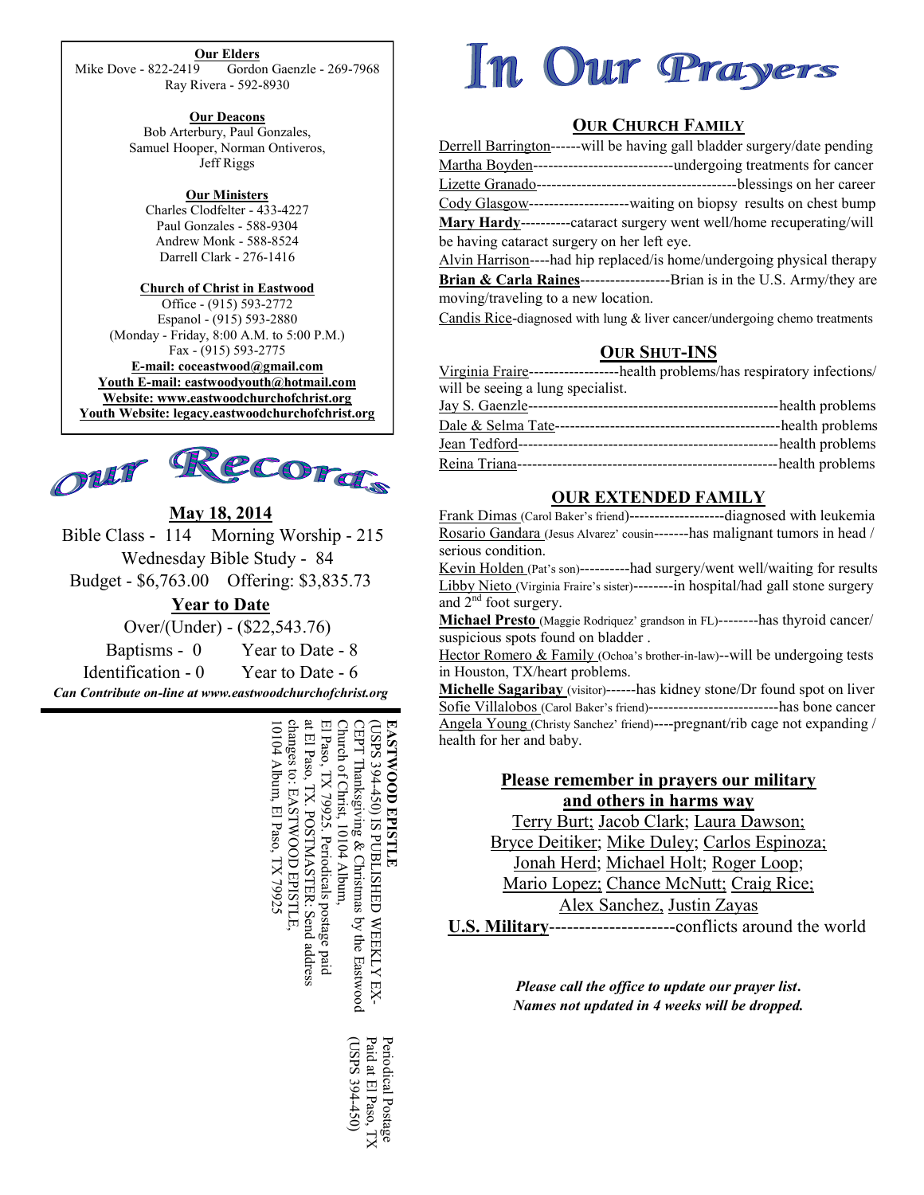**Our Elders**

Mike Dove - 822-2419 Gordon Gaenzle - 269-7968
Ray Rivera - 592-8930

**Our Deacons**

Bob Arterbury, Paul Gonzales, Samuel Hooper, Norman Ontiveros, Jeff Riggs

**Our Ministers**

Charles Clodfelter - 433-4227
Paul Gonzales - 588-9304
Andrew Monk - 588-8524
Darrell Clark - 276-1416

**Church of Christ in Eastwood**

Office - (915) 593-2772
Espanol - (915) 593-2880
(Monday - Friday, 8:00 A.M. to 5:00 P.M.)
Fax - (915) 593-2775
**E-mail: coceastwood@gmail.com**
**Youth E-mail: eastwoodyouth@hotmail.com**
**Website: www.eastwoodchurchofchrist.org**
**Youth Website: legacy.eastwoodchurchofchrist.org**

# Our Records

**May 18, 2014**

Bible Class - 114 Morning Worship - 215
Wednesday Bible Study - 84
Budget - $6,763.00 Offering: $3,835.73

**Year to Date**

Over/(Under) - ($22,543.76)
Baptisms - 0 Year to Date - 8
Identification - 0 Year to Date - 6

***Can Contribute on-line at www.eastwoodchurchofchrist.org***

**EASTWOOD EPISTLE** (USPS 394-450) IS PUBLISHED WEEKLY EXCEPT Thanksgiving & Christmas by the Eastwood Church of Christ, 10104 Album, El Paso, TX 79925. Periodicals postage paid at El Paso, TX. POSTMASTER: Send address changes to: EASTWOOD EPISTLE, 10104 Album, El Paso, TX 79925

Periodical Postage Paid at El Paso, TX (USPS 394-450)

# In Our Prayers

## Our Church Family

Derrell Barrington------will be having gall bladder surgery/date pending
Martha Boyden----------------------------undergoing treatments for cancer
Lizette Granado----------------------------------------blessings on her career
Cody Glasgow--------------------waiting on biopsy results on chest bump
**Mary Hardy**----------cataract surgery went well/home recuperating/will be having cataract surgery on her left eye.
Alvin Harrison----had hip replaced/is home/undergoing physical therapy
**Brian & Carla Raines**------------------Brian is in the U.S. Army/they are moving/traveling to a new location.
Candis Rice-diagnosed with lung & liver cancer/undergoing chemo treatments

## Our Shut-Ins

Virginia Fraire------------------health problems/has respiratory infections/ will be seeing a lung specialist.
Jay S. Gaenzle--------------------------------------------------health problems
Dale & Selma Tate---------------------------------------------health problems
Jean Tedford----------------------------------------------------health problems
Reina Triana----------------------------------------------------health problems

## OUR EXTENDED FAMILY

Frank Dimas (Carol Baker's friend)-------------------diagnosed with leukemia
Rosario Gandara (Jesus Alvarez' cousin-------has malignant tumors in head / serious condition.
Kevin Holden (Pat's son)----------had surgery/went well/waiting for results
Libby Nieto (Virginia Fraire's sister)--------in hospital/had gall stone surgery and 2nd foot surgery.
**Michael Presto** (Maggie Rodriquez' grandson in FL)--------has thyroid cancer/ suspicious spots found on bladder .
Hector Romero & Family (Ochoa's brother-in-law)--will be undergoing tests in Houston, TX/heart problems.
**Michelle Sagaribay** (visitor)------has kidney stone/Dr found spot on liver
Sofie Villalobos (Carol Baker's friend)-------------------------has bone cancer
Angela Young (Christy Sanchez' friend)----pregnant/rib cage not expanding / health for her and baby.

**Please remember in prayers our military and others in harms way**

Terry Burt; Jacob Clark; Laura Dawson;
Bryce Deitiker; Mike Duley; Carlos Espinoza;
Jonah Herd; Michael Holt; Roger Loop;
Mario Lopez; Chance McNutt; Craig Rice;
Alex Sanchez, Justin Zayas

**U.S. Military**---------------------conflicts around the world

***Please call the office to update our prayer list.***
***Names not updated in 4 weeks will be dropped.***